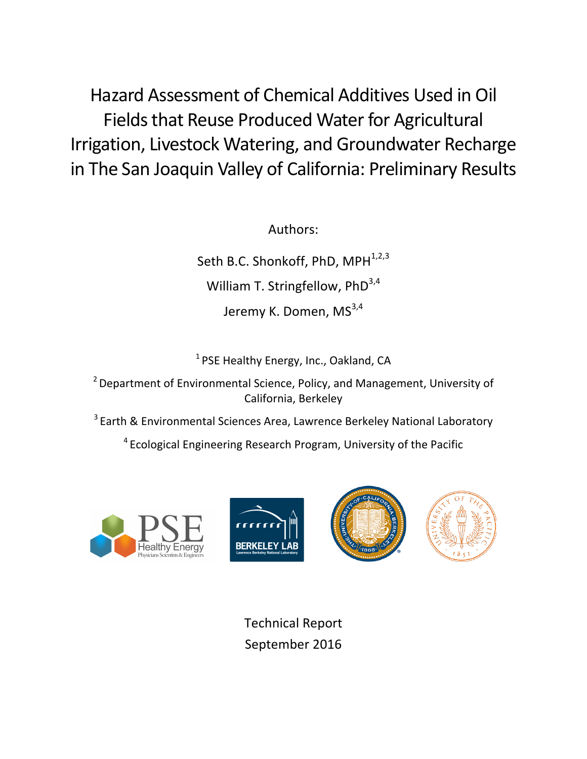# Hazard Assessment of Chemical Additives Used in Oil Fields that Reuse Produced Water for Agricultural Irrigation, Livestock Watering, and Groundwater Recharge in The San Joaquin Valley of California: Preliminary Results

Authors:

Seth B.C. Shonkoff, PhD, MPH[1,2,3]

William T. Stringfellow, PhD[3,4]

Jeremy K. Domen, MS[3,4]

[1] PSE Healthy Energy, Inc., Oakland, CA

[2] Department of Environmental Science, Policy, and Management, University of California, Berkeley

[3] Earth & Environmental Sciences Area, Lawrence Berkeley National Laboratory

[4] Ecological Engineering Research Program, University of the Pacific

Technical Report

September 2016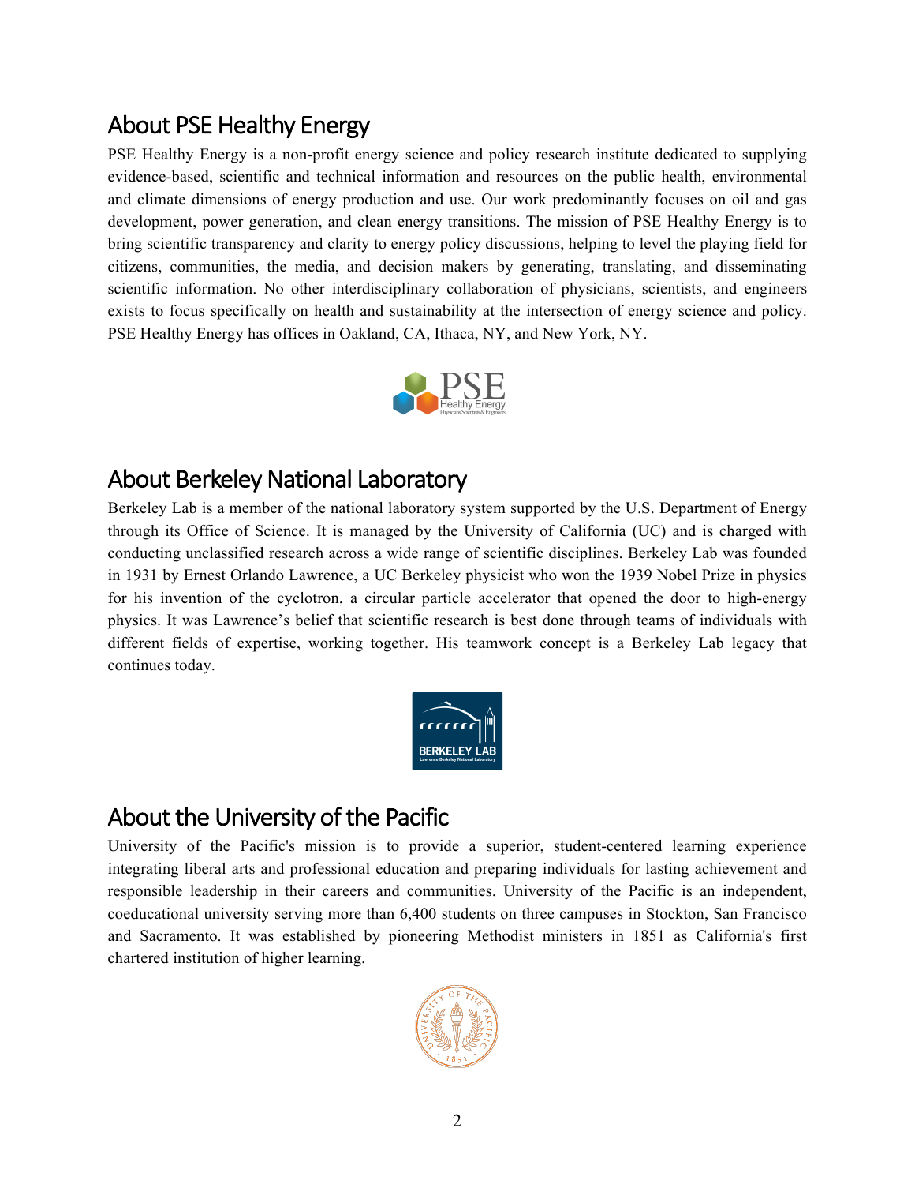## About PSE Healthy Energy

PSE Healthy Energy is a non-profit energy science and policy research institute dedicated to supplying evidence-based, scientific and technical information and resources on the public health, environmental and climate dimensions of energy production and use. Our work predominantly focuses on oil and gas development, power generation, and clean energy transitions. The mission of PSE Healthy Energy is to bring scientific transparency and clarity to energy policy discussions, helping to level the playing field for citizens, communities, the media, and decision makers by generating, translating, and disseminating scientific information. No other interdisciplinary collaboration of physicians, scientists, and engineers exists to focus specifically on health and sustainability at the intersection of energy science and policy. PSE Healthy Energy has offices in Oakland, CA, Ithaca, NY, and New York, NY.

## About Berkeley National Laboratory

Berkeley Lab is a member of the national laboratory system supported by the U.S. Department of Energy through its Office of Science. It is managed by the University of California (UC) and is charged with conducting unclassified research across a wide range of scientific disciplines. Berkeley Lab was founded in 1931 by Ernest Orlando Lawrence, a UC Berkeley physicist who won the 1939 Nobel Prize in physics for his invention of the cyclotron, a circular particle accelerator that opened the door to high-energy physics. It was Lawrence's belief that scientific research is best done through teams of individuals with different fields of expertise, working together. His teamwork concept is a Berkeley Lab legacy that continues today.

## About the University of the Pacific

University of the Pacific's mission is to provide a superior, student-centered learning experience integrating liberal arts and professional education and preparing individuals for lasting achievement and responsible leadership in their careers and communities. University of the Pacific is an independent, coeducational university serving more than 6,400 students on three campuses in Stockton, San Francisco and Sacramento. It was established by pioneering Methodist ministers in 1851 as California's first chartered institution of higher learning.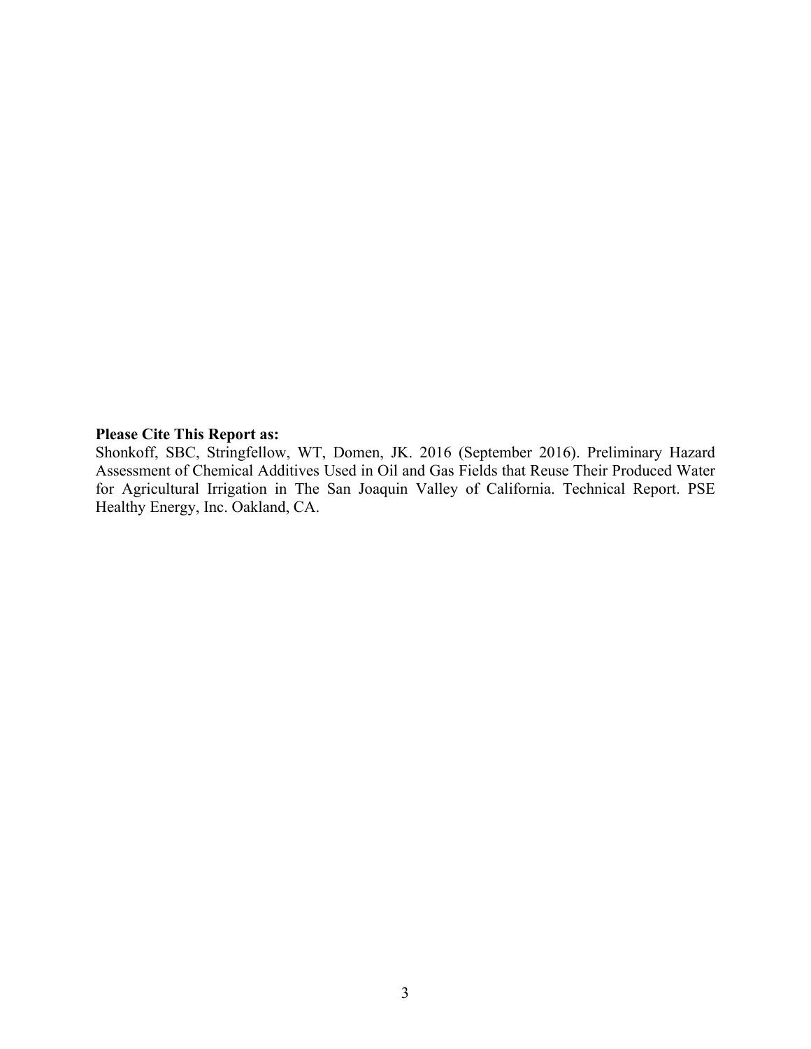**Please Cite This Report as:**

Shonkoff, SBC, Stringfellow, WT, Domen, JK. 2016 (September 2016). Preliminary Hazard Assessment of Chemical Additives Used in Oil and Gas Fields that Reuse Their Produced Water for Agricultural Irrigation in The San Joaquin Valley of California. Technical Report. PSE Healthy Energy, Inc. Oakland, CA.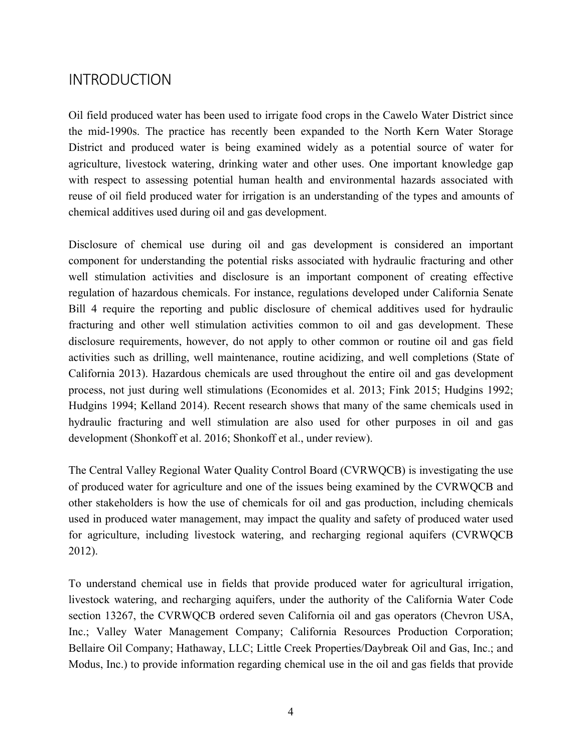## INTRODUCTION

Oil field produced water has been used to irrigate food crops in the Cawelo Water District since the mid-1990s. The practice has recently been expanded to the North Kern Water Storage District and produced water is being examined widely as a potential source of water for agriculture, livestock watering, drinking water and other uses. One important knowledge gap with respect to assessing potential human health and environmental hazards associated with reuse of oil field produced water for irrigation is an understanding of the types and amounts of chemical additives used during oil and gas development.

Disclosure of chemical use during oil and gas development is considered an important component for understanding the potential risks associated with hydraulic fracturing and other well stimulation activities and disclosure is an important component of creating effective regulation of hazardous chemicals. For instance, regulations developed under California Senate Bill 4 require the reporting and public disclosure of chemical additives used for hydraulic fracturing and other well stimulation activities common to oil and gas development. These disclosure requirements, however, do not apply to other common or routine oil and gas field activities such as drilling, well maintenance, routine acidizing, and well completions (State of California 2013). Hazardous chemicals are used throughout the entire oil and gas development process, not just during well stimulations (Economides et al. 2013; Fink 2015; Hudgins 1992; Hudgins 1994; Kelland 2014). Recent research shows that many of the same chemicals used in hydraulic fracturing and well stimulation are also used for other purposes in oil and gas development (Shonkoff et al. 2016; Shonkoff et al., under review).

The Central Valley Regional Water Quality Control Board (CVRWQCB) is investigating the use of produced water for agriculture and one of the issues being examined by the CVRWQCB and other stakeholders is how the use of chemicals for oil and gas production, including chemicals used in produced water management, may impact the quality and safety of produced water used for agriculture, including livestock watering, and recharging regional aquifers (CVRWQCB 2012).

To understand chemical use in fields that provide produced water for agricultural irrigation, livestock watering, and recharging aquifers, under the authority of the California Water Code section 13267, the CVRWQCB ordered seven California oil and gas operators (Chevron USA, Inc.; Valley Water Management Company; California Resources Production Corporation; Bellaire Oil Company; Hathaway, LLC; Little Creek Properties/Daybreak Oil and Gas, Inc.; and Modus, Inc.) to provide information regarding chemical use in the oil and gas fields that provide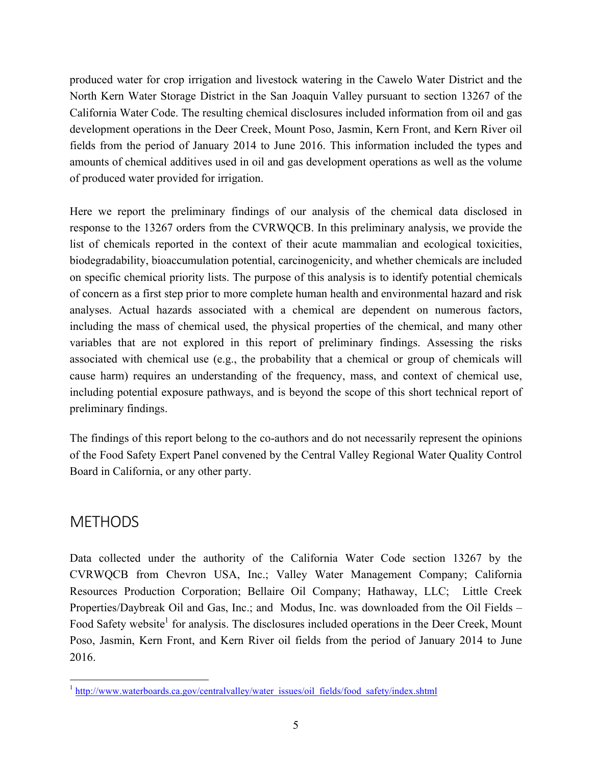produced water for crop irrigation and livestock watering in the Cawelo Water District and the North Kern Water Storage District in the San Joaquin Valley pursuant to section 13267 of the California Water Code. The resulting chemical disclosures included information from oil and gas development operations in the Deer Creek, Mount Poso, Jasmin, Kern Front, and Kern River oil fields from the period of January 2014 to June 2016. This information included the types and amounts of chemical additives used in oil and gas development operations as well as the volume of produced water provided for irrigation.

Here we report the preliminary findings of our analysis of the chemical data disclosed in response to the 13267 orders from the CVRWQCB. In this preliminary analysis, we provide the list of chemicals reported in the context of their acute mammalian and ecological toxicities, biodegradability, bioaccumulation potential, carcinogenicity, and whether chemicals are included on specific chemical priority lists. The purpose of this analysis is to identify potential chemicals of concern as a first step prior to more complete human health and environmental hazard and risk analyses. Actual hazards associated with a chemical are dependent on numerous factors, including the mass of chemical used, the physical properties of the chemical, and many other variables that are not explored in this report of preliminary findings. Assessing the risks associated with chemical use (e.g., the probability that a chemical or group of chemicals will cause harm) requires an understanding of the frequency, mass, and context of chemical use, including potential exposure pathways, and is beyond the scope of this short technical report of preliminary findings.

The findings of this report belong to the co-authors and do not necessarily represent the opinions of the Food Safety Expert Panel convened by the Central Valley Regional Water Quality Control Board in California, or any other party.

## METHODS

Data collected under the authority of the California Water Code section 13267 by the CVRWQCB from Chevron USA, Inc.; Valley Water Management Company; California Resources Production Corporation; Bellaire Oil Company; Hathaway, LLC; Little Creek Properties/Daybreak Oil and Gas, Inc.; and Modus, Inc. was downloaded from the Oil Fields – Food Safety website[1] for analysis. The disclosures included operations in the Deer Creek, Mount Poso, Jasmin, Kern Front, and Kern River oil fields from the period of January 2014 to June 2016.

[1] http://www.waterboards.ca.gov/centralvalley/water_issues/oil_fields/food_safety/index.shtml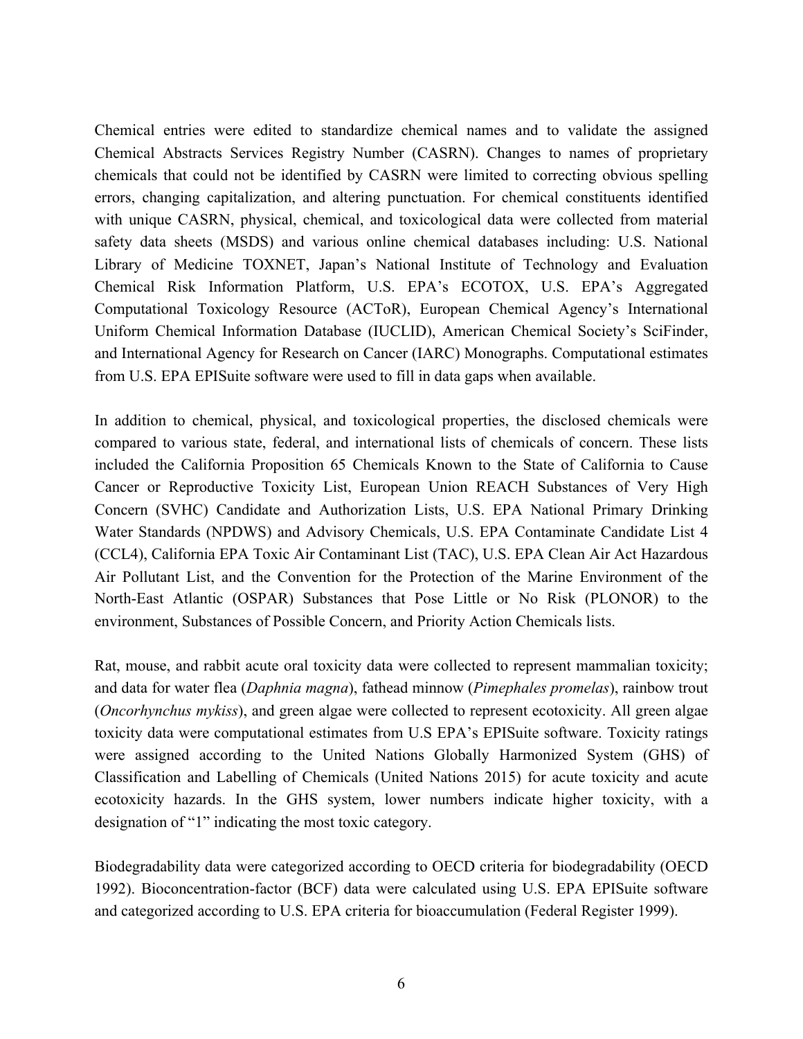Chemical entries were edited to standardize chemical names and to validate the assigned Chemical Abstracts Services Registry Number (CASRN). Changes to names of proprietary chemicals that could not be identified by CASRN were limited to correcting obvious spelling errors, changing capitalization, and altering punctuation. For chemical constituents identified with unique CASRN, physical, chemical, and toxicological data were collected from material safety data sheets (MSDS) and various online chemical databases including: U.S. National Library of Medicine TOXNET, Japan's National Institute of Technology and Evaluation Chemical Risk Information Platform, U.S. EPA's ECOTOX, U.S. EPA's Aggregated Computational Toxicology Resource (ACToR), European Chemical Agency's International Uniform Chemical Information Database (IUCLID), American Chemical Society's SciFinder, and International Agency for Research on Cancer (IARC) Monographs. Computational estimates from U.S. EPA EPISuite software were used to fill in data gaps when available.

In addition to chemical, physical, and toxicological properties, the disclosed chemicals were compared to various state, federal, and international lists of chemicals of concern. These lists included the California Proposition 65 Chemicals Known to the State of California to Cause Cancer or Reproductive Toxicity List, European Union REACH Substances of Very High Concern (SVHC) Candidate and Authorization Lists, U.S. EPA National Primary Drinking Water Standards (NPDWS) and Advisory Chemicals, U.S. EPA Contaminate Candidate List 4 (CCL4), California EPA Toxic Air Contaminant List (TAC), U.S. EPA Clean Air Act Hazardous Air Pollutant List, and the Convention for the Protection of the Marine Environment of the North-East Atlantic (OSPAR) Substances that Pose Little or No Risk (PLONOR) to the environment, Substances of Possible Concern, and Priority Action Chemicals lists.

Rat, mouse, and rabbit acute oral toxicity data were collected to represent mammalian toxicity; and data for water flea (*Daphnia magna*), fathead minnow (*Pimephales promelas*), rainbow trout (*Oncorhynchus mykiss*), and green algae were collected to represent ecotoxicity. All green algae toxicity data were computational estimates from U.S EPA's EPISuite software. Toxicity ratings were assigned according to the United Nations Globally Harmonized System (GHS) of Classification and Labelling of Chemicals (United Nations 2015) for acute toxicity and acute ecotoxicity hazards. In the GHS system, lower numbers indicate higher toxicity, with a designation of "1" indicating the most toxic category.

Biodegradability data were categorized according to OECD criteria for biodegradability (OECD 1992). Bioconcentration-factor (BCF) data were calculated using U.S. EPA EPISuite software and categorized according to U.S. EPA criteria for bioaccumulation (Federal Register 1999).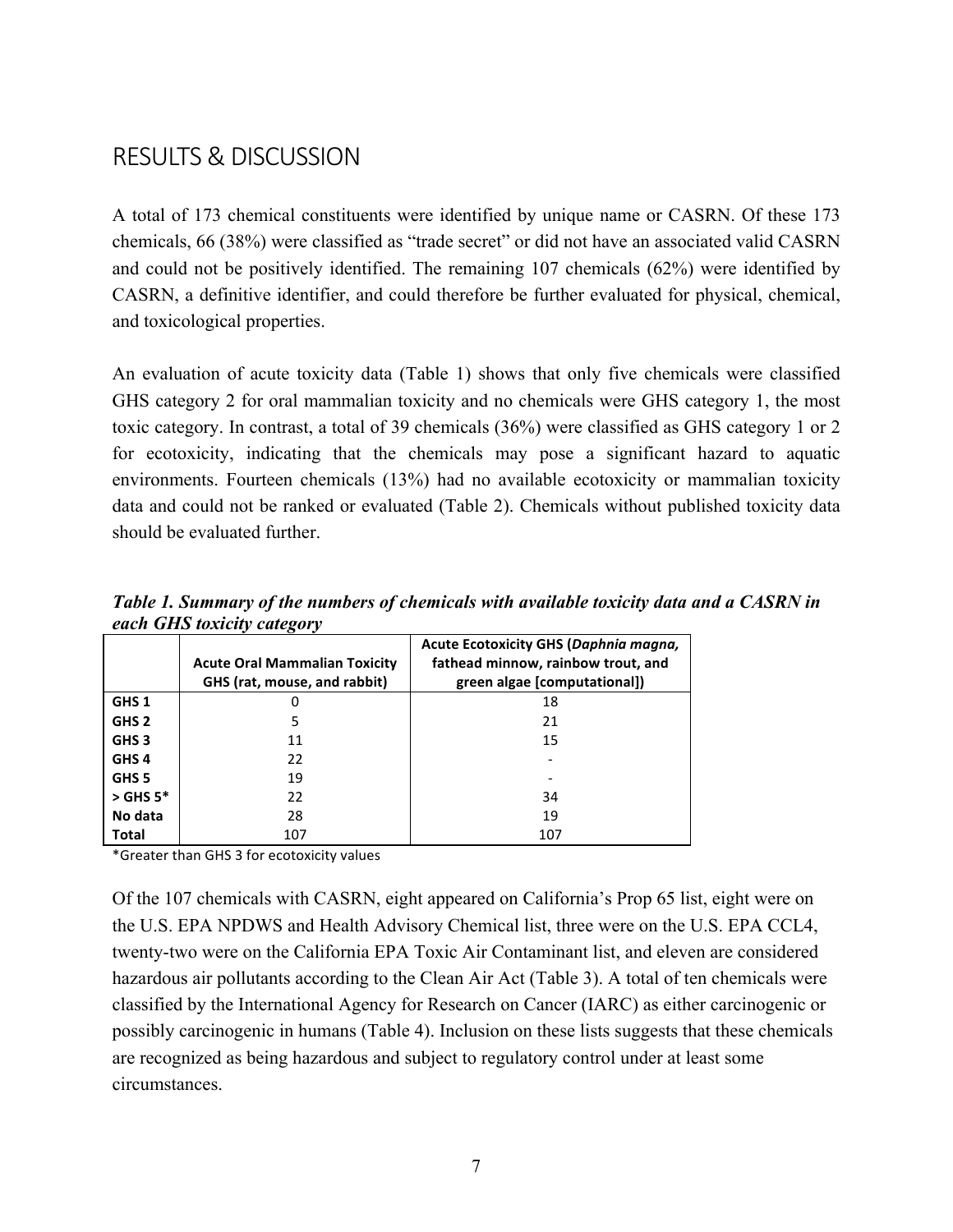## RESULTS & DISCUSSION

A total of 173 chemical constituents were identified by unique name or CASRN. Of these 173 chemicals, 66 (38%) were classified as "trade secret" or did not have an associated valid CASRN and could not be positively identified. The remaining 107 chemicals (62%) were identified by CASRN, a definitive identifier, and could therefore be further evaluated for physical, chemical, and toxicological properties.

An evaluation of acute toxicity data (Table 1) shows that only five chemicals were classified GHS category 2 for oral mammalian toxicity and no chemicals were GHS category 1, the most toxic category. In contrast, a total of 39 chemicals (36%) were classified as GHS category 1 or 2 for ecotoxicity, indicating that the chemicals may pose a significant hazard to aquatic environments. Fourteen chemicals (13%) had no available ecotoxicity or mammalian toxicity data and could not be ranked or evaluated (Table 2). Chemicals without published toxicity data should be evaluated further.

***Table 1. Summary of the numbers of chemicals with available toxicity data and a CASRN in each GHS toxicity category***

| | Acute Oral Mammalian Toxicity GHS (rat, mouse, and rabbit) | Acute Ecotoxicity GHS (*Daphnia magna,* fathead minnow, rainbow trout, and green algae [computational]) |
|---|---|---|
| **GHS 1** | 0 | 18 |
| **GHS 2** | 5 | 21 |
| **GHS 3** | 11 | 15 |
| **GHS 4** | 22 | - |
| **GHS 5** | 19 | - |
| **> GHS 5*** | 22 | 34 |
| **No data** | 28 | 19 |
| **Total** | 107 | 107 |

*Greater than GHS 3 for ecotoxicity values

Of the 107 chemicals with CASRN, eight appeared on California's Prop 65 list, eight were on the U.S. EPA NPDWS and Health Advisory Chemical list, three were on the U.S. EPA CCL4, twenty-two were on the California EPA Toxic Air Contaminant list, and eleven are considered hazardous air pollutants according to the Clean Air Act (Table 3). A total of ten chemicals were classified by the International Agency for Research on Cancer (IARC) as either carcinogenic or possibly carcinogenic in humans (Table 4). Inclusion on these lists suggests that these chemicals are recognized as being hazardous and subject to regulatory control under at least some circumstances.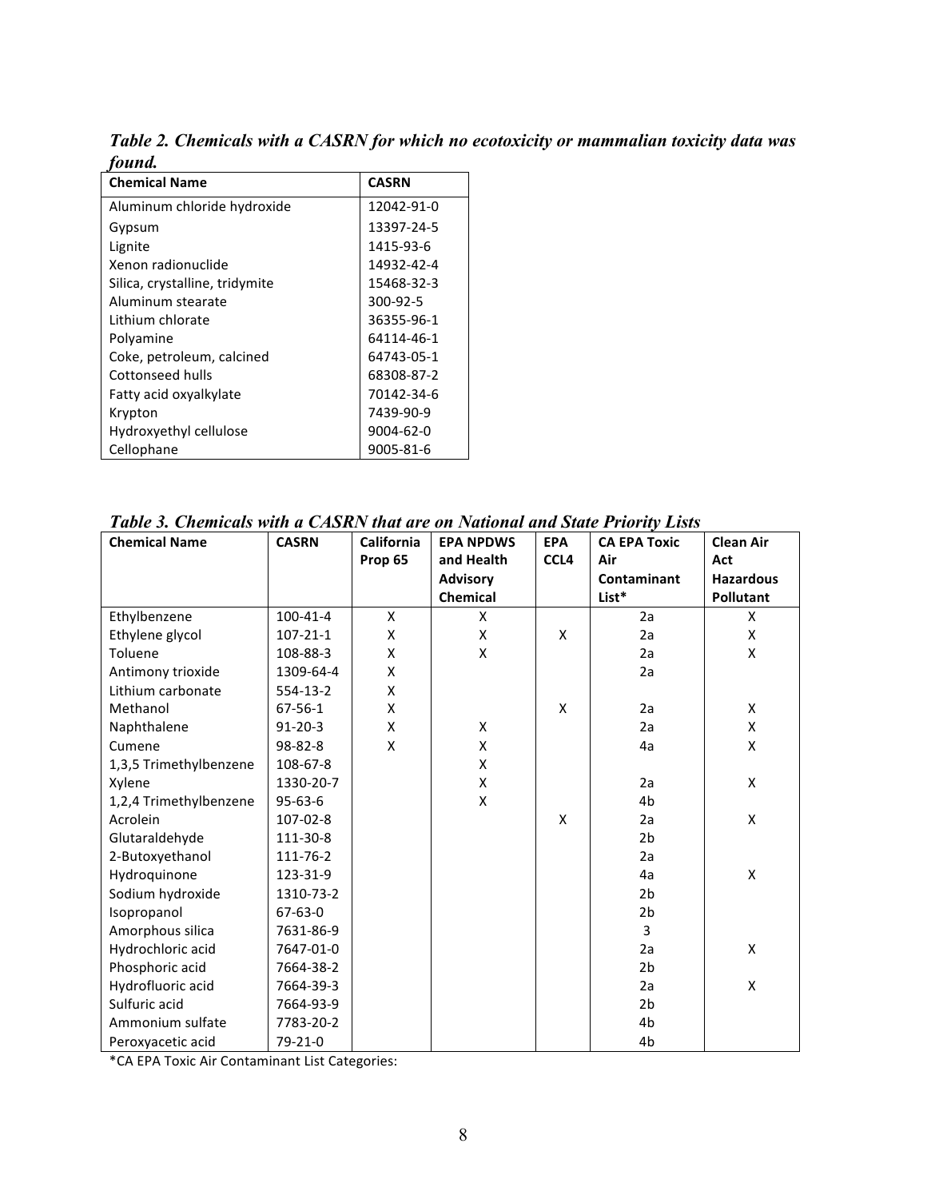***Table 2. Chemicals with a CASRN for which no ecotoxicity or mammalian toxicity data was found.***

| Chemical Name | CASRN |
|---|---|
| Aluminum chloride hydroxide | 12042-91-0 |
| Gypsum | 13397-24-5 |
| Lignite | 1415-93-6 |
| Xenon radionuclide | 14932-42-4 |
| Silica, crystalline, tridymite | 15468-32-3 |
| Aluminum stearate | 300-92-5 |
| Lithium chlorate | 36355-96-1 |
| Polyamine | 64114-46-1 |
| Coke, petroleum, calcined | 64743-05-1 |
| Cottonseed hulls | 68308-87-2 |
| Fatty acid oxyalkylate | 70142-34-6 |
| Krypton | 7439-90-9 |
| Hydroxyethyl cellulose | 9004-62-0 |
| Cellophane | 9005-81-6 |

***Table 3. Chemicals with a CASRN that are on National and State Priority Lists***

| Chemical Name | CASRN | California Prop 65 | EPA NPDWS and Health Advisory Chemical | EPA CCL4 | CA EPA Toxic Air Contaminant List* | Clean Air Act Hazardous Pollutant |
|---|---|---|---|---|---|---|
| Ethylbenzene | 100-41-4 | X | X | | 2a | X |
| Ethylene glycol | 107-21-1 | X | X | X | 2a | X |
| Toluene | 108-88-3 | X | X | | 2a | X |
| Antimony trioxide | 1309-64-4 | X | | | 2a | |
| Lithium carbonate | 554-13-2 | X | | | | |
| Methanol | 67-56-1 | X | | X | 2a | X |
| Naphthalene | 91-20-3 | X | X | | 2a | X |
| Cumene | 98-82-8 | X | X | | 4a | X |
| 1,3,5 Trimethylbenzene | 108-67-8 | | X | | | |
| Xylene | 1330-20-7 | | X | | 2a | X |
| 1,2,4 Trimethylbenzene | 95-63-6 | | X | | 4b | |
| Acrolein | 107-02-8 | | | X | 2a | X |
| Glutaraldehyde | 111-30-8 | | | | 2b | |
| 2-Butoxyethanol | 111-76-2 | | | | 2a | |
| Hydroquinone | 123-31-9 | | | | 4a | X |
| Sodium hydroxide | 1310-73-2 | | | | 2b | |
| Isopropanol | 67-63-0 | | | | 2b | |
| Amorphous silica | 7631-86-9 | | | | 3 | |
| Hydrochloric acid | 7647-01-0 | | | | 2a | X |
| Phosphoric acid | 7664-38-2 | | | | 2b | |
| Hydrofluoric acid | 7664-39-3 | | | | 2a | X |
| Sulfuric acid | 7664-93-9 | | | | 2b | |
| Ammonium sulfate | 7783-20-2 | | | | 4b | |
| Peroxyacetic acid | 79-21-0 | | | | 4b | |

*CA EPA Toxic Air Contaminant List Categories: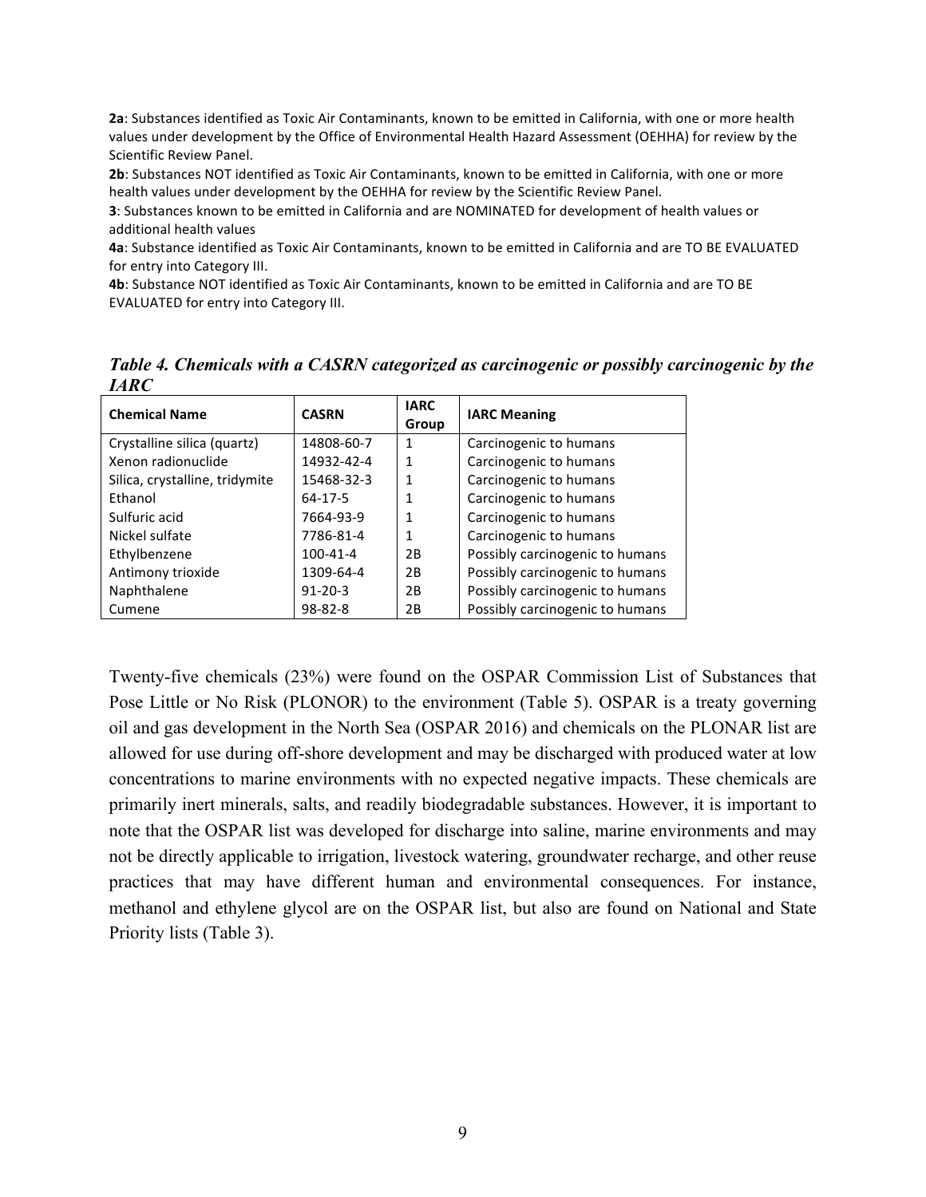**2a**: Substances identified as Toxic Air Contaminants, known to be emitted in California, with one or more health values under development by the Office of Environmental Health Hazard Assessment (OEHHA) for review by the Scientific Review Panel.
**2b**: Substances NOT identified as Toxic Air Contaminants, known to be emitted in California, with one or more health values under development by the OEHHA for review by the Scientific Review Panel.
**3**: Substances known to be emitted in California and are NOMINATED for development of health values or additional health values
**4a**: Substance identified as Toxic Air Contaminants, known to be emitted in California and are TO BE EVALUATED for entry into Category III.
**4b**: Substance NOT identified as Toxic Air Contaminants, known to be emitted in California and are TO BE EVALUATED for entry into Category III.

***Table 4. Chemicals with a CASRN categorized as carcinogenic or possibly carcinogenic by the IARC***

| Chemical Name | CASRN | IARC Group | IARC Meaning |
|---|---|---|---|
| Crystalline silica (quartz) | 14808-60-7 | 1 | Carcinogenic to humans |
| Xenon radionuclide | 14932-42-4 | 1 | Carcinogenic to humans |
| Silica, crystalline, tridymite | 15468-32-3 | 1 | Carcinogenic to humans |
| Ethanol | 64-17-5 | 1 | Carcinogenic to humans |
| Sulfuric acid | 7664-93-9 | 1 | Carcinogenic to humans |
| Nickel sulfate | 7786-81-4 | 1 | Carcinogenic to humans |
| Ethylbenzene | 100-41-4 | 2B | Possibly carcinogenic to humans |
| Antimony trioxide | 1309-64-4 | 2B | Possibly carcinogenic to humans |
| Naphthalene | 91-20-3 | 2B | Possibly carcinogenic to humans |
| Cumene | 98-82-8 | 2B | Possibly carcinogenic to humans |

Twenty-five chemicals (23%) were found on the OSPAR Commission List of Substances that Pose Little or No Risk (PLONOR) to the environment (Table 5). OSPAR is a treaty governing oil and gas development in the North Sea (OSPAR 2016) and chemicals on the PLONAR list are allowed for use during off-shore development and may be discharged with produced water at low concentrations to marine environments with no expected negative impacts. These chemicals are primarily inert minerals, salts, and readily biodegradable substances. However, it is important to note that the OSPAR list was developed for discharge into saline, marine environments and may not be directly applicable to irrigation, livestock watering, groundwater recharge, and other reuse practices that may have different human and environmental consequences. For instance, methanol and ethylene glycol are on the OSPAR list, but also are found on National and State Priority lists (Table 3).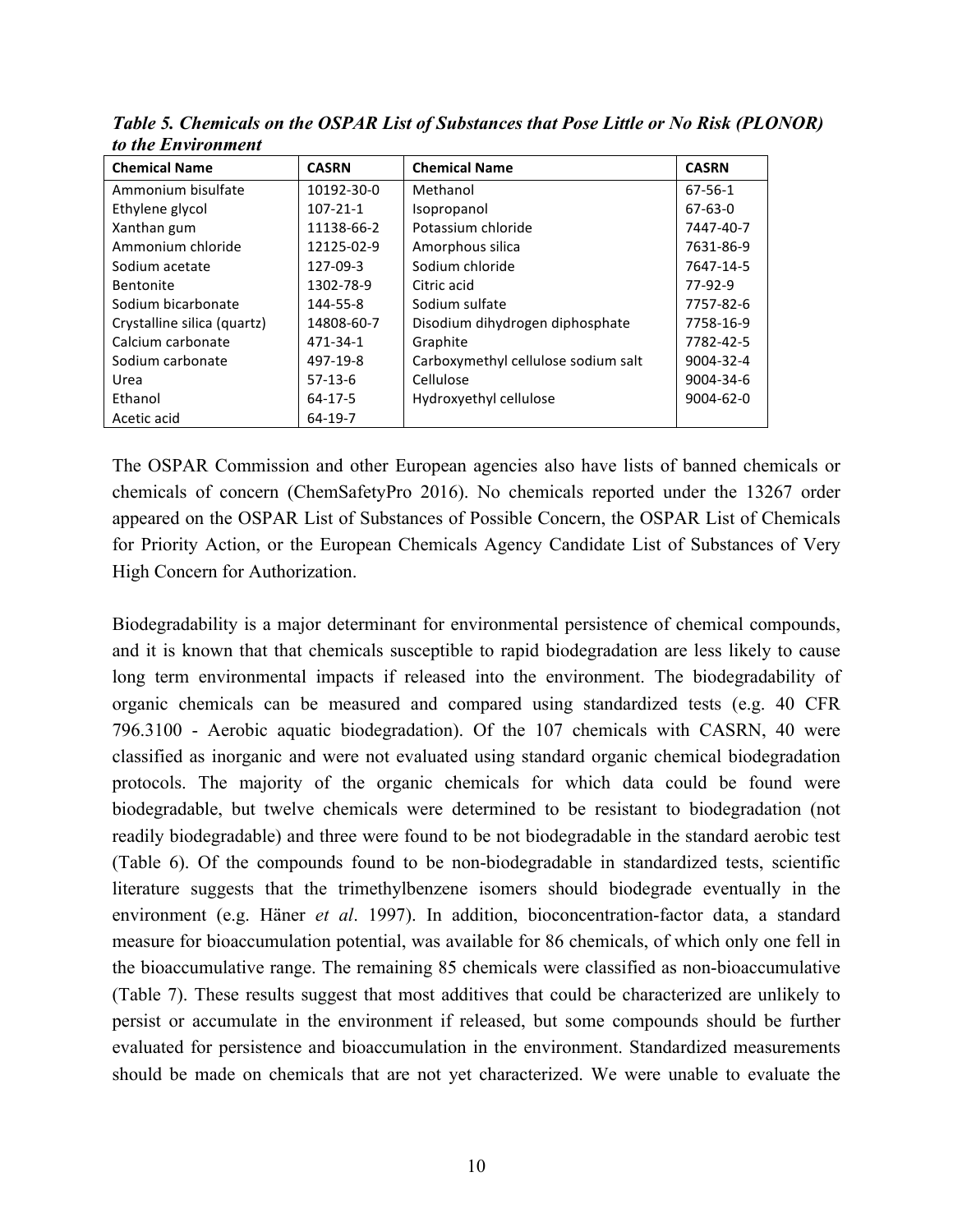***Table 5. Chemicals on the OSPAR List of Substances that Pose Little or No Risk (PLONOR) to the Environment***

| Chemical Name | CASRN | Chemical Name | CASRN |
|---|---|---|---|
| Ammonium bisulfate | 10192-30-0 | Methanol | 67-56-1 |
| Ethylene glycol | 107-21-1 | Isopropanol | 67-63-0 |
| Xanthan gum | 11138-66-2 | Potassium chloride | 7447-40-7 |
| Ammonium chloride | 12125-02-9 | Amorphous silica | 7631-86-9 |
| Sodium acetate | 127-09-3 | Sodium chloride | 7647-14-5 |
| Bentonite | 1302-78-9 | Citric acid | 77-92-9 |
| Sodium bicarbonate | 144-55-8 | Sodium sulfate | 7757-82-6 |
| Crystalline silica (quartz) | 14808-60-7 | Disodium dihydrogen diphosphate | 7758-16-9 |
| Calcium carbonate | 471-34-1 | Graphite | 7782-42-5 |
| Sodium carbonate | 497-19-8 | Carboxymethyl cellulose sodium salt | 9004-32-4 |
| Urea | 57-13-6 | Cellulose | 9004-34-6 |
| Ethanol | 64-17-5 | Hydroxyethyl cellulose | 9004-62-0 |
| Acetic acid | 64-19-7 | | |

The OSPAR Commission and other European agencies also have lists of banned chemicals or chemicals of concern (ChemSafetyPro 2016). No chemicals reported under the 13267 order appeared on the OSPAR List of Substances of Possible Concern, the OSPAR List of Chemicals for Priority Action, or the European Chemicals Agency Candidate List of Substances of Very High Concern for Authorization.

Biodegradability is a major determinant for environmental persistence of chemical compounds, and it is known that that chemicals susceptible to rapid biodegradation are less likely to cause long term environmental impacts if released into the environment. The biodegradability of organic chemicals can be measured and compared using standardized tests (e.g. 40 CFR 796.3100 - Aerobic aquatic biodegradation). Of the 107 chemicals with CASRN, 40 were classified as inorganic and were not evaluated using standard organic chemical biodegradation protocols. The majority of the organic chemicals for which data could be found were biodegradable, but twelve chemicals were determined to be resistant to biodegradation (not readily biodegradable) and three were found to be not biodegradable in the standard aerobic test (Table 6). Of the compounds found to be non-biodegradable in standardized tests, scientific literature suggests that the trimethylbenzene isomers should biodegrade eventually in the environment (e.g. Häner *et al*. 1997). In addition, bioconcentration-factor data, a standard measure for bioaccumulation potential, was available for 86 chemicals, of which only one fell in the bioaccumulative range. The remaining 85 chemicals were classified as non-bioaccumulative (Table 7). These results suggest that most additives that could be characterized are unlikely to persist or accumulate in the environment if released, but some compounds should be further evaluated for persistence and bioaccumulation in the environment. Standardized measurements should be made on chemicals that are not yet characterized. We were unable to evaluate the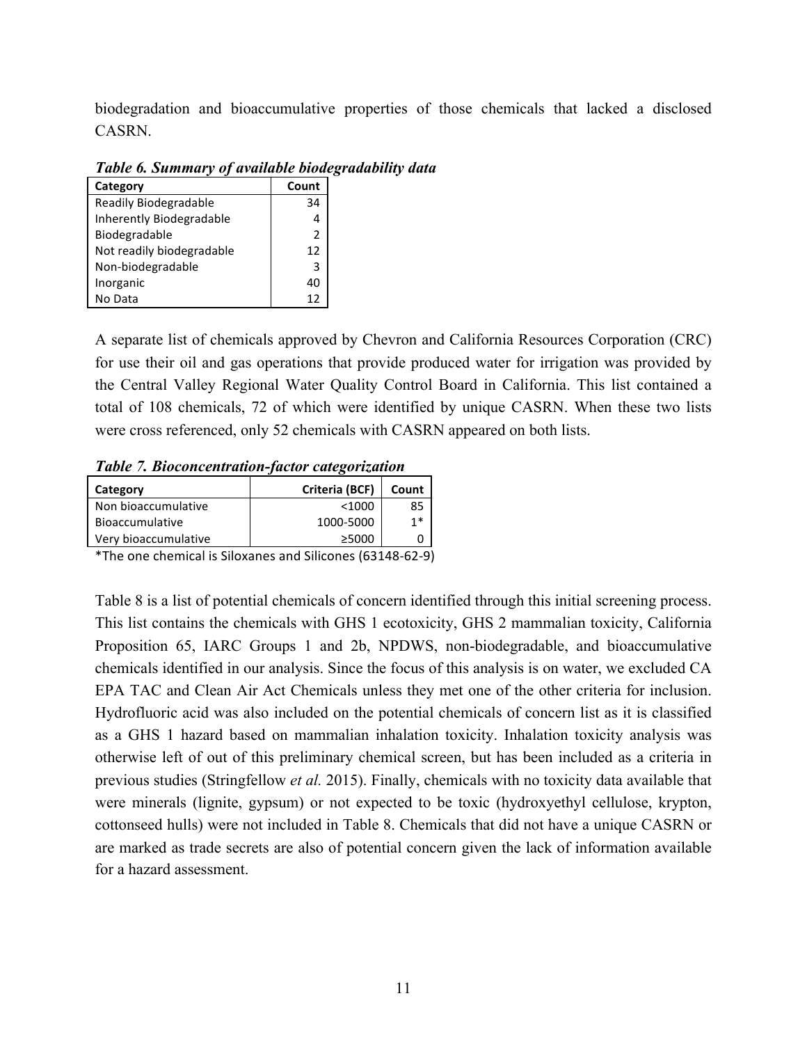biodegradation and bioaccumulative properties of those chemicals that lacked a disclosed CASRN.

***Table 6. Summary of available biodegradability data***

| Category | Count |
|---|---|
| Readily Biodegradable | 34 |
| Inherently Biodegradable | 4 |
| Biodegradable | 2 |
| Not readily biodegradable | 12 |
| Non-biodegradable | 3 |
| Inorganic | 40 |
| No Data | 12 |

A separate list of chemicals approved by Chevron and California Resources Corporation (CRC) for use their oil and gas operations that provide produced water for irrigation was provided by the Central Valley Regional Water Quality Control Board in California. This list contained a total of 108 chemicals, 72 of which were identified by unique CASRN. When these two lists were cross referenced, only 52 chemicals with CASRN appeared on both lists.

***Table 7. Bioconcentration-factor categorization***

| Category | Criteria (BCF) | Count |
|---|---|---|
| Non bioaccumulative | <1000 | 85 |
| Bioaccumulative | 1000-5000 | 1* |
| Very bioaccumulative | ≥5000 | 0 |

*The one chemical is Siloxanes and Silicones (63148-62-9)

Table 8 is a list of potential chemicals of concern identified through this initial screening process. This list contains the chemicals with GHS 1 ecotoxicity, GHS 2 mammalian toxicity, California Proposition 65, IARC Groups 1 and 2b, NPDWS, non-biodegradable, and bioaccumulative chemicals identified in our analysis. Since the focus of this analysis is on water, we excluded CA EPA TAC and Clean Air Act Chemicals unless they met one of the other criteria for inclusion. Hydrofluoric acid was also included on the potential chemicals of concern list as it is classified as a GHS 1 hazard based on mammalian inhalation toxicity. Inhalation toxicity analysis was otherwise left of out of this preliminary chemical screen, but has been included as a criteria in previous studies (Stringfellow *et al.* 2015). Finally, chemicals with no toxicity data available that were minerals (lignite, gypsum) or not expected to be toxic (hydroxyethyl cellulose, krypton, cottonseed hulls) were not included in Table 8. Chemicals that did not have a unique CASRN or are marked as trade secrets are also of potential concern given the lack of information available for a hazard assessment.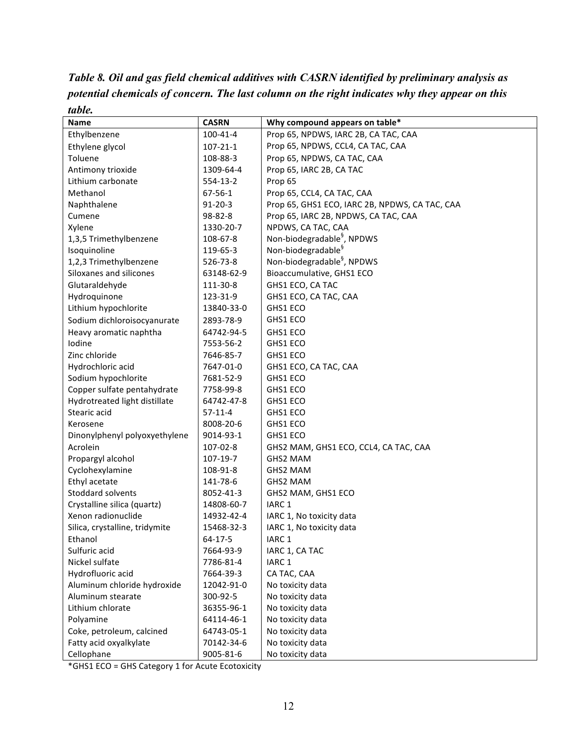***Table 8. Oil and gas field chemical additives with CASRN identified by preliminary analysis as potential chemicals of concern. The last column on the right indicates why they appear on this table.***

| Name | CASRN | Why compound appears on table* |
|---|---|---|
| Ethylbenzene | 100-41-4 | Prop 65, NPDWS, IARC 2B, CA TAC, CAA |
| Ethylene glycol | 107-21-1 | Prop 65, NPDWS, CCL4, CA TAC, CAA |
| Toluene | 108-88-3 | Prop 65, NPDWS, CA TAC, CAA |
| Antimony trioxide | 1309-64-4 | Prop 65, IARC 2B, CA TAC |
| Lithium carbonate | 554-13-2 | Prop 65 |
| Methanol | 67-56-1 | Prop 65, CCL4, CA TAC, CAA |
| Naphthalene | 91-20-3 | Prop 65, GHS1 ECO, IARC 2B, NPDWS, CA TAC, CAA |
| Cumene | 98-82-8 | Prop 65, IARC 2B, NPDWS, CA TAC, CAA |
| Xylene | 1330-20-7 | NPDWS, CA TAC, CAA |
| 1,3,5 Trimethylbenzene | 108-67-8 | Non-biodegradable[§], NPDWS |
| Isoquinoline | 119-65-3 | Non-biodegradable[§] |
| 1,2,3 Trimethylbenzene | 526-73-8 | Non-biodegradable[§], NPDWS |
| Siloxanes and silicones | 63148-62-9 | Bioaccumulative, GHS1 ECO |
| Glutaraldehyde | 111-30-8 | GHS1 ECO, CA TAC |
| Hydroquinone | 123-31-9 | GHS1 ECO, CA TAC, CAA |
| Lithium hypochlorite | 13840-33-0 | GHS1 ECO |
| Sodium dichloroisocyanurate | 2893-78-9 | GHS1 ECO |
| Heavy aromatic naphtha | 64742-94-5 | GHS1 ECO |
| Iodine | 7553-56-2 | GHS1 ECO |
| Zinc chloride | 7646-85-7 | GHS1 ECO |
| Hydrochloric acid | 7647-01-0 | GHS1 ECO, CA TAC, CAA |
| Sodium hypochlorite | 7681-52-9 | GHS1 ECO |
| Copper sulfate pentahydrate | 7758-99-8 | GHS1 ECO |
| Hydrotreated light distillate | 64742-47-8 | GHS1 ECO |
| Stearic acid | 57-11-4 | GHS1 ECO |
| Kerosene | 8008-20-6 | GHS1 ECO |
| Dinonylphenyl polyoxyethylene | 9014-93-1 | GHS1 ECO |
| Acrolein | 107-02-8 | GHS2 MAM, GHS1 ECO, CCL4, CA TAC, CAA |
| Propargyl alcohol | 107-19-7 | GHS2 MAM |
| Cyclohexylamine | 108-91-8 | GHS2 MAM |
| Ethyl acetate | 141-78-6 | GHS2 MAM |
| Stoddard solvents | 8052-41-3 | GHS2 MAM, GHS1 ECO |
| Crystalline silica (quartz) | 14808-60-7 | IARC 1 |
| Xenon radionuclide | 14932-42-4 | IARC 1, No toxicity data |
| Silica, crystalline, tridymite | 15468-32-3 | IARC 1, No toxicity data |
| Ethanol | 64-17-5 | IARC 1 |
| Sulfuric acid | 7664-93-9 | IARC 1, CA TAC |
| Nickel sulfate | 7786-81-4 | IARC 1 |
| Hydrofluoric acid | 7664-39-3 | CA TAC, CAA |
| Aluminum chloride hydroxide | 12042-91-0 | No toxicity data |
| Aluminum stearate | 300-92-5 | No toxicity data |
| Lithium chlorate | 36355-96-1 | No toxicity data |
| Polyamine | 64114-46-1 | No toxicity data |
| Coke, petroleum, calcined | 64743-05-1 | No toxicity data |
| Fatty acid oxyalkylate | 70142-34-6 | No toxicity data |
| Cellophane | 9005-81-6 | No toxicity data |

*GHS1 ECO = GHS Category 1 for Acute Ecotoxicity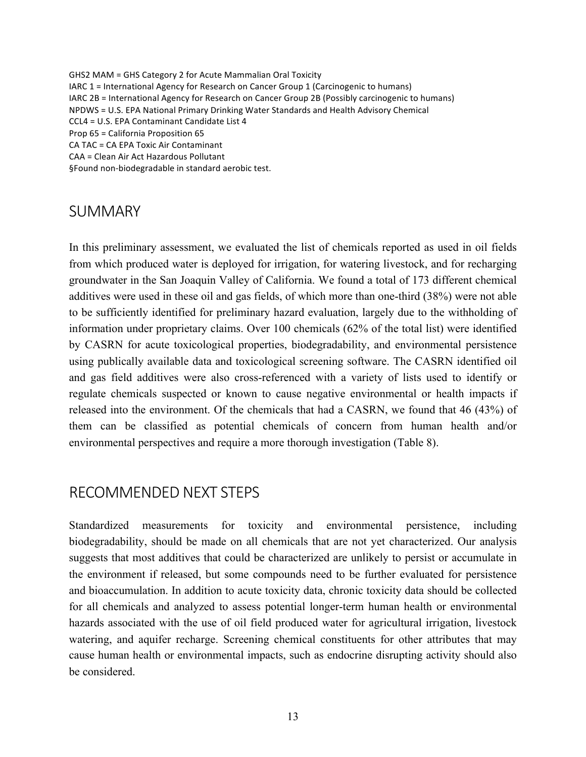GHS2 MAM = GHS Category 2 for Acute Mammalian Oral Toxicity
IARC 1 = International Agency for Research on Cancer Group 1 (Carcinogenic to humans)
IARC 2B = International Agency for Research on Cancer Group 2B (Possibly carcinogenic to humans)
NPDWS = U.S. EPA National Primary Drinking Water Standards and Health Advisory Chemical
CCL4 = U.S. EPA Contaminant Candidate List 4
Prop 65 = California Proposition 65
CA TAC = CA EPA Toxic Air Contaminant
CAA = Clean Air Act Hazardous Pollutant
§Found non-biodegradable in standard aerobic test.

## SUMMARY

In this preliminary assessment, we evaluated the list of chemicals reported as used in oil fields from which produced water is deployed for irrigation, for watering livestock, and for recharging groundwater in the San Joaquin Valley of California. We found a total of 173 different chemical additives were used in these oil and gas fields, of which more than one-third (38%) were not able to be sufficiently identified for preliminary hazard evaluation, largely due to the withholding of information under proprietary claims. Over 100 chemicals (62% of the total list) were identified by CASRN for acute toxicological properties, biodegradability, and environmental persistence using publically available data and toxicological screening software. The CASRN identified oil and gas field additives were also cross-referenced with a variety of lists used to identify or regulate chemicals suspected or known to cause negative environmental or health impacts if released into the environment. Of the chemicals that had a CASRN, we found that 46 (43%) of them can be classified as potential chemicals of concern from human health and/or environmental perspectives and require a more thorough investigation (Table 8).

## RECOMMENDED NEXT STEPS

Standardized measurements for toxicity and environmental persistence, including biodegradability, should be made on all chemicals that are not yet characterized. Our analysis suggests that most additives that could be characterized are unlikely to persist or accumulate in the environment if released, but some compounds need to be further evaluated for persistence and bioaccumulation. In addition to acute toxicity data, chronic toxicity data should be collected for all chemicals and analyzed to assess potential longer-term human health or environmental hazards associated with the use of oil field produced water for agricultural irrigation, livestock watering, and aquifer recharge. Screening chemical constituents for other attributes that may cause human health or environmental impacts, such as endocrine disrupting activity should also be considered.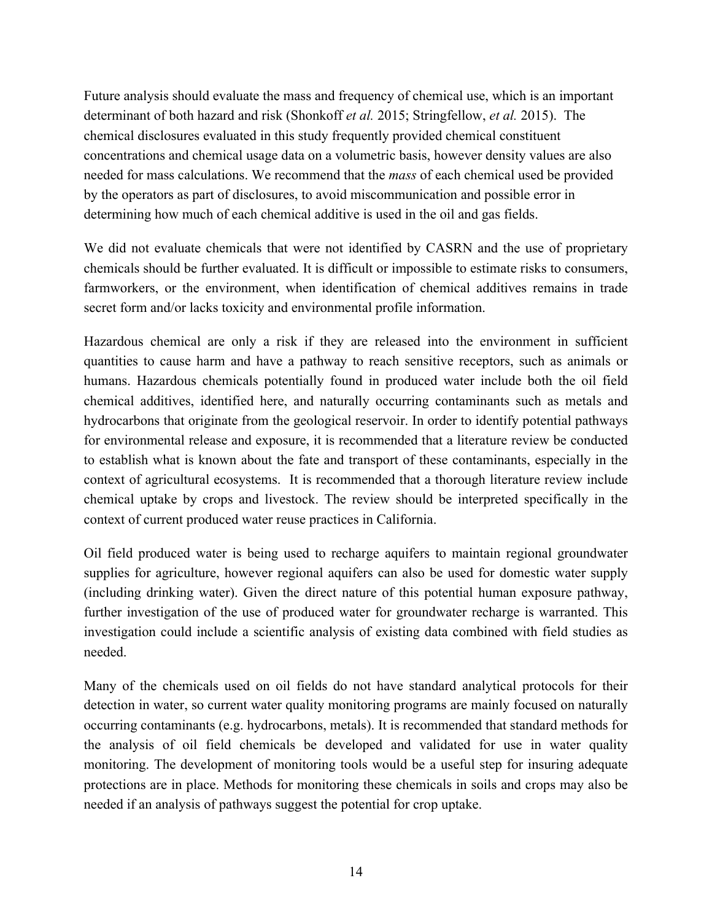Future analysis should evaluate the mass and frequency of chemical use, which is an important determinant of both hazard and risk (Shonkoff *et al.* 2015; Stringfellow, *et al.* 2015). The chemical disclosures evaluated in this study frequently provided chemical constituent concentrations and chemical usage data on a volumetric basis, however density values are also needed for mass calculations. We recommend that the *mass* of each chemical used be provided by the operators as part of disclosures, to avoid miscommunication and possible error in determining how much of each chemical additive is used in the oil and gas fields.

We did not evaluate chemicals that were not identified by CASRN and the use of proprietary chemicals should be further evaluated. It is difficult or impossible to estimate risks to consumers, farmworkers, or the environment, when identification of chemical additives remains in trade secret form and/or lacks toxicity and environmental profile information.

Hazardous chemical are only a risk if they are released into the environment in sufficient quantities to cause harm and have a pathway to reach sensitive receptors, such as animals or humans. Hazardous chemicals potentially found in produced water include both the oil field chemical additives, identified here, and naturally occurring contaminants such as metals and hydrocarbons that originate from the geological reservoir. In order to identify potential pathways for environmental release and exposure, it is recommended that a literature review be conducted to establish what is known about the fate and transport of these contaminants, especially in the context of agricultural ecosystems. It is recommended that a thorough literature review include chemical uptake by crops and livestock. The review should be interpreted specifically in the context of current produced water reuse practices in California.

Oil field produced water is being used to recharge aquifers to maintain regional groundwater supplies for agriculture, however regional aquifers can also be used for domestic water supply (including drinking water). Given the direct nature of this potential human exposure pathway, further investigation of the use of produced water for groundwater recharge is warranted. This investigation could include a scientific analysis of existing data combined with field studies as needed.

Many of the chemicals used on oil fields do not have standard analytical protocols for their detection in water, so current water quality monitoring programs are mainly focused on naturally occurring contaminants (e.g. hydrocarbons, metals). It is recommended that standard methods for the analysis of oil field chemicals be developed and validated for use in water quality monitoring. The development of monitoring tools would be a useful step for insuring adequate protections are in place. Methods for monitoring these chemicals in soils and crops may also be needed if an analysis of pathways suggest the potential for crop uptake.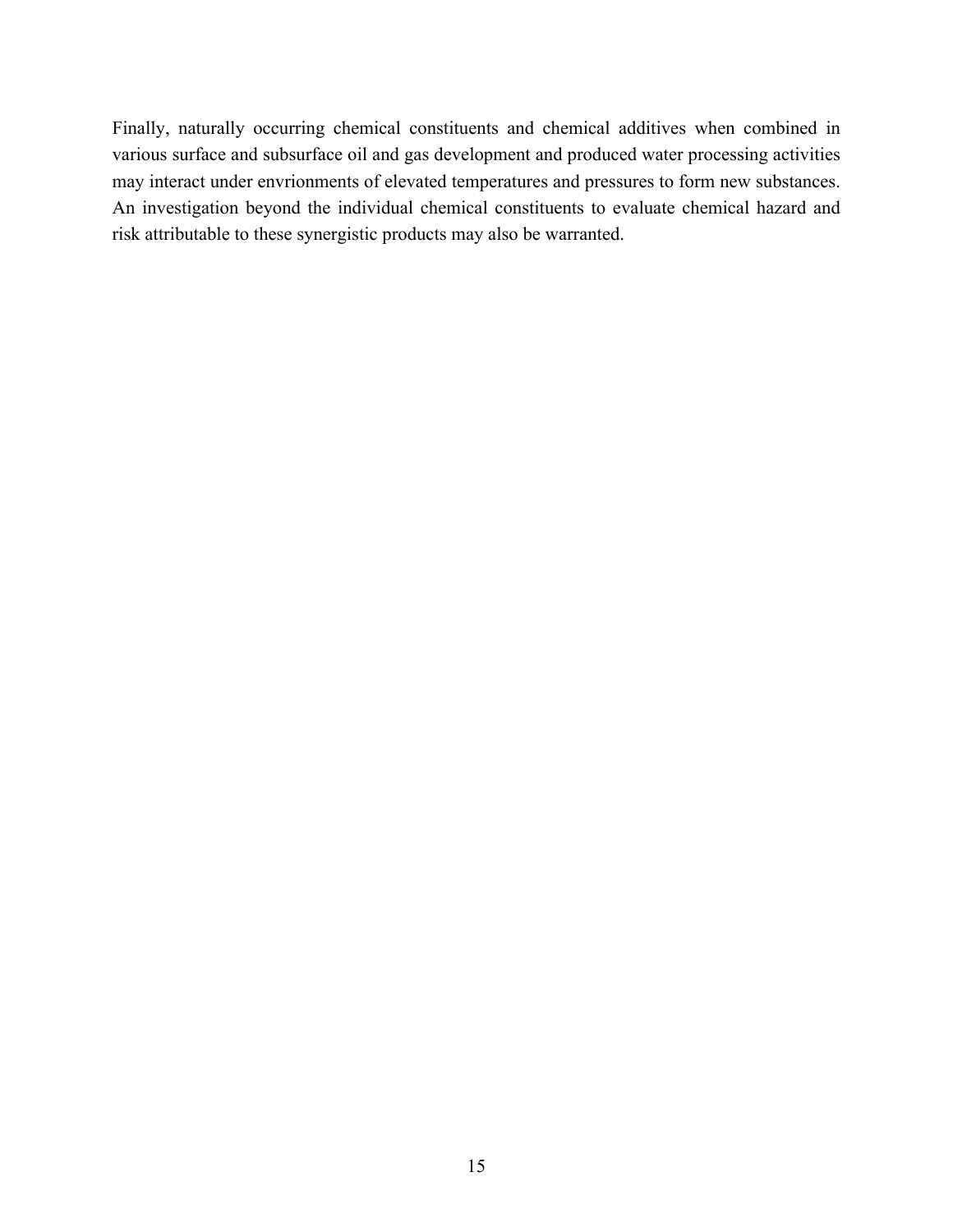Finally, naturally occurring chemical constituents and chemical additives when combined in various surface and subsurface oil and gas development and produced water processing activities may interact under envrionments of elevated temperatures and pressures to form new substances. An investigation beyond the individual chemical constituents to evaluate chemical hazard and risk attributable to these synergistic products may also be warranted.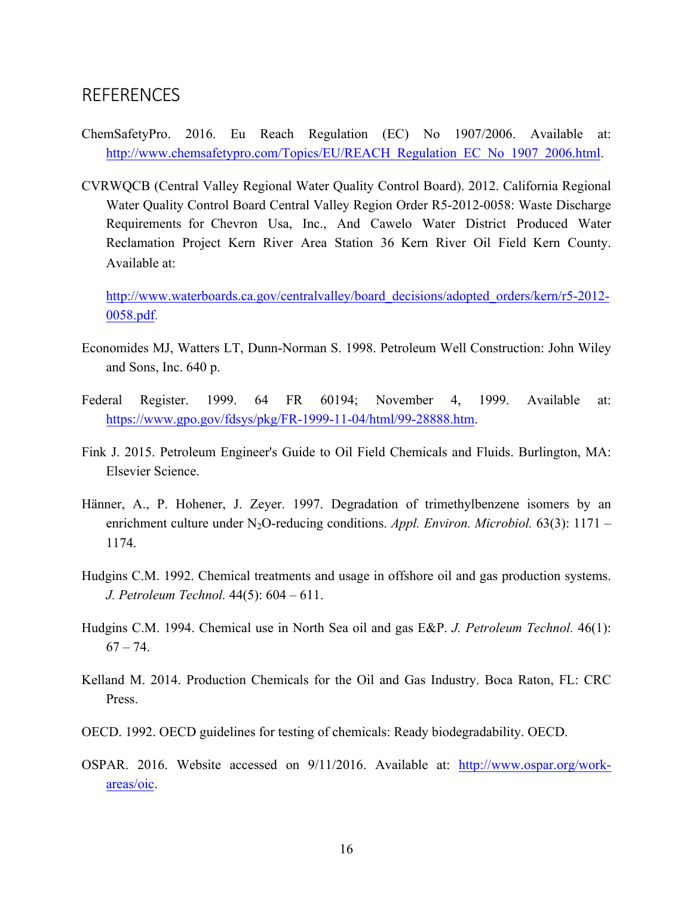# REFERENCES

ChemSafetyPro. 2016. Eu Reach Regulation (EC) No 1907/2006. Available at: http://www.chemsafetypro.com/Topics/EU/REACH_Regulation_EC_No_1907_2006.html.

CVRWQCB (Central Valley Regional Water Quality Control Board). 2012. California Regional Water Quality Control Board Central Valley Region Order R5-2012-0058: Waste Discharge Requirements for Chevron Usa, Inc., And Cawelo Water District Produced Water Reclamation Project Kern River Area Station 36 Kern River Oil Field Kern County. Available at:

http://www.waterboards.ca.gov/centralvalley/board_decisions/adopted_orders/kern/r5-2012-0058.pdf.

Economides MJ, Watters LT, Dunn-Norman S. 1998. Petroleum Well Construction: John Wiley and Sons, Inc. 640 p.

Federal Register. 1999. 64 FR 60194; November 4, 1999. Available at: https://www.gpo.gov/fdsys/pkg/FR-1999-11-04/html/99-28888.htm.

Fink J. 2015. Petroleum Engineer's Guide to Oil Field Chemicals and Fluids. Burlington, MA: Elsevier Science.

Hänner, A., P. Hohener, J. Zeyer. 1997. Degradation of trimethylbenzene isomers by an enrichment culture under $N_2O$-reducing conditions. *Appl. Environ. Microbiol.* 63(3): 1171 – 1174.

Hudgins C.M. 1992. Chemical treatments and usage in offshore oil and gas production systems. *J. Petroleum Technol.* 44(5): 604 – 611.

Hudgins C.M. 1994. Chemical use in North Sea oil and gas E&P. *J. Petroleum Technol.* 46(1): 67 – 74.

Kelland M. 2014. Production Chemicals for the Oil and Gas Industry. Boca Raton, FL: CRC Press.

OECD. 1992. OECD guidelines for testing of chemicals: Ready biodegradability. OECD.

OSPAR. 2016. Website accessed on 9/11/2016. Available at: http://www.ospar.org/work-areas/oic.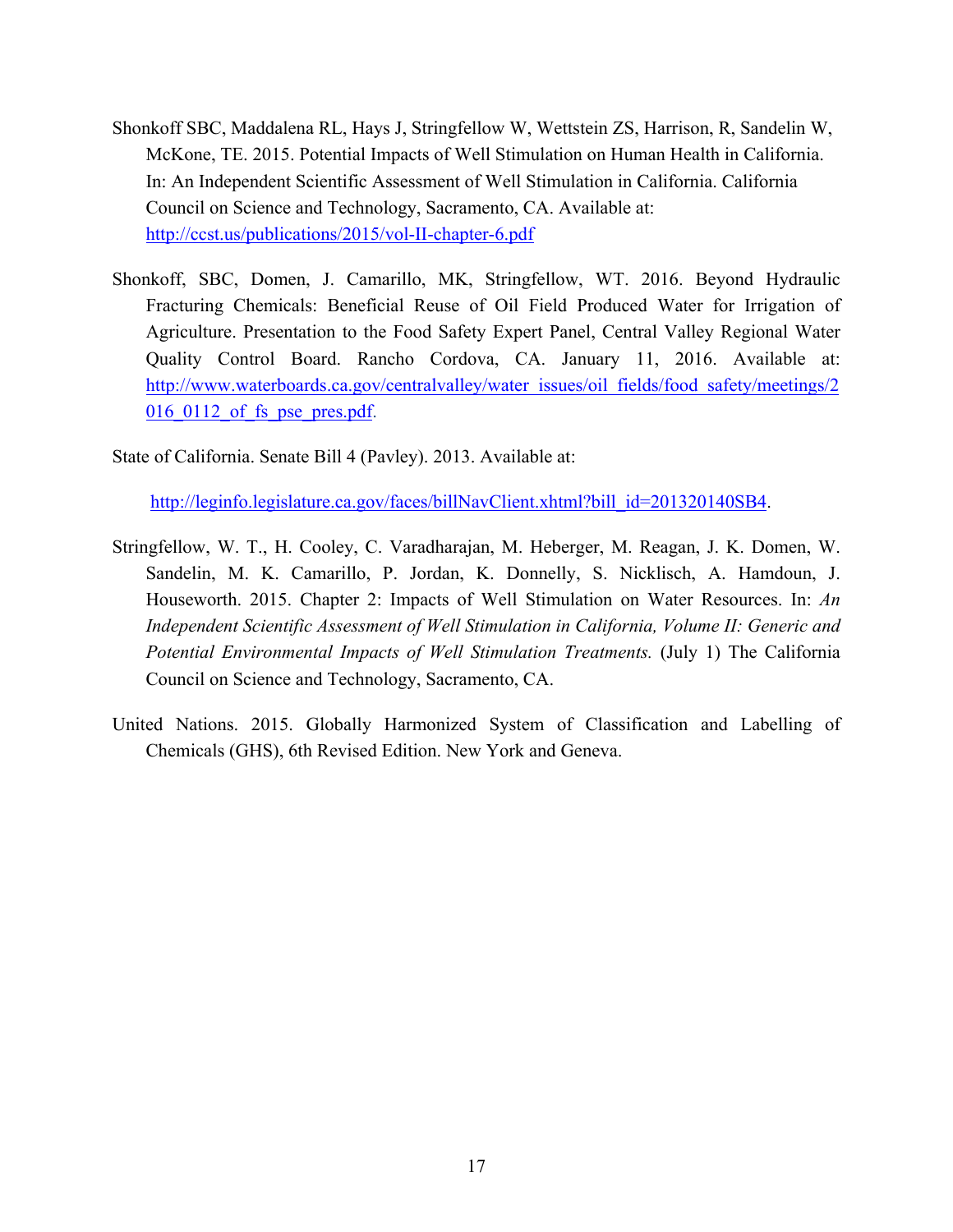Shonkoff SBC, Maddalena RL, Hays J, Stringfellow W, Wettstein ZS, Harrison, R, Sandelin W, McKone, TE. 2015. Potential Impacts of Well Stimulation on Human Health in California. In: An Independent Scientific Assessment of Well Stimulation in California. California Council on Science and Technology, Sacramento, CA. Available at: http://ccst.us/publications/2015/vol-II-chapter-6.pdf

Shonkoff, SBC, Domen, J. Camarillo, MK, Stringfellow, WT. 2016. Beyond Hydraulic Fracturing Chemicals: Beneficial Reuse of Oil Field Produced Water for Irrigation of Agriculture. Presentation to the Food Safety Expert Panel, Central Valley Regional Water Quality Control Board. Rancho Cordova, CA. January 11, 2016. Available at: http://www.waterboards.ca.gov/centralvalley/water_issues/oil_fields/food_safety/meetings/2016_0112_of_fs_pse_pres.pdf.

State of California. Senate Bill 4 (Pavley). 2013. Available at:

http://leginfo.legislature.ca.gov/faces/billNavClient.xhtml?bill_id=201320140SB4.

Stringfellow, W. T., H. Cooley, C. Varadharajan, M. Heberger, M. Reagan, J. K. Domen, W. Sandelin, M. K. Camarillo, P. Jordan, K. Donnelly, S. Nicklisch, A. Hamdoun, J. Houseworth. 2015. Chapter 2: Impacts of Well Stimulation on Water Resources. In: *An Independent Scientific Assessment of Well Stimulation in California, Volume II: Generic and Potential Environmental Impacts of Well Stimulation Treatments.* (July 1) The California Council on Science and Technology, Sacramento, CA.

United Nations. 2015. Globally Harmonized System of Classification and Labelling of Chemicals (GHS), 6th Revised Edition. New York and Geneva.